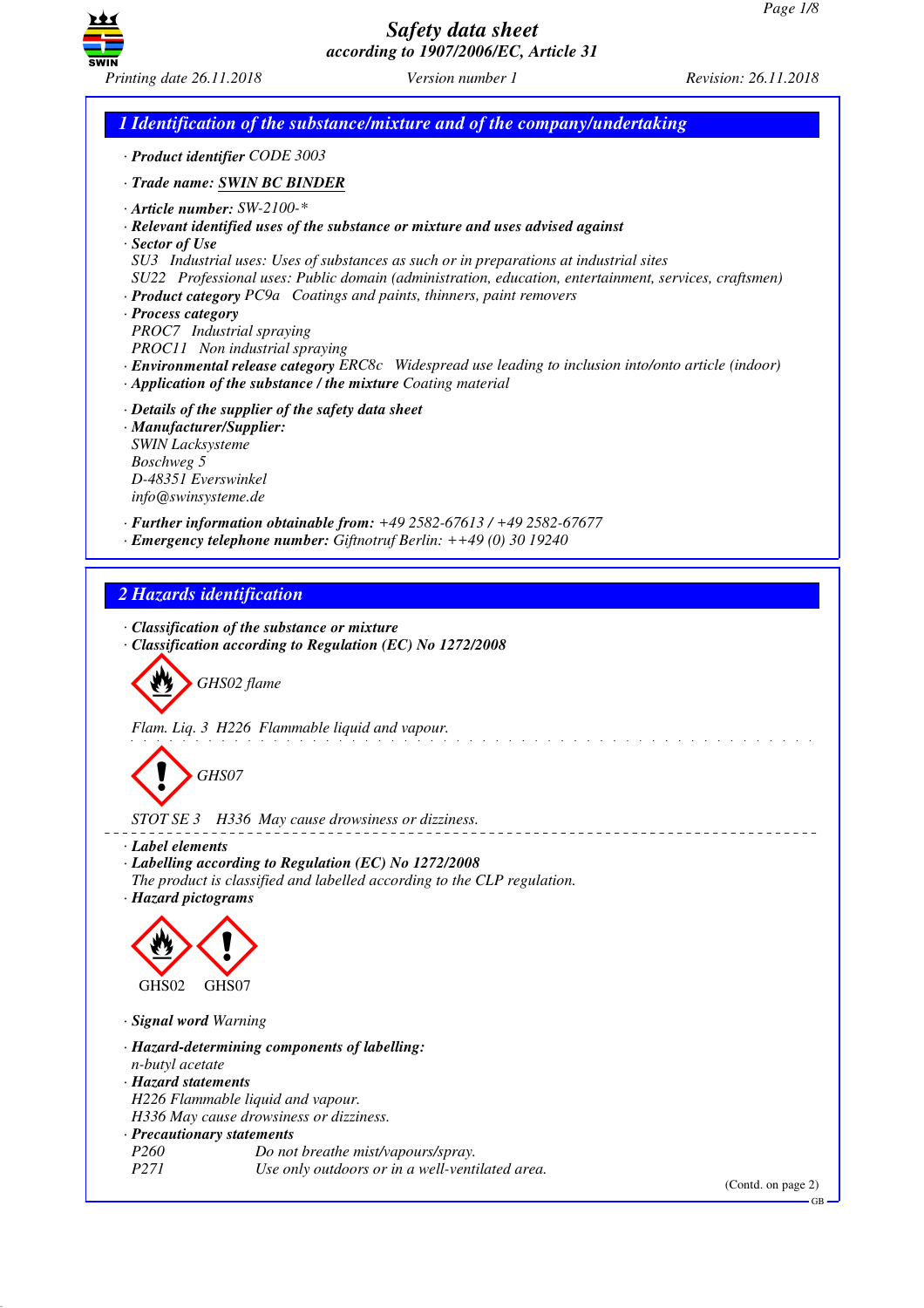# Safety data sheet
*according to 1907/2006/EC, Article 31*

Printing date 26.11.2018 Version number 1 Revision: 26.11.2018

## 1 Identification of the substance/mixture and of the company/undertaking

· **Product identifier** CODE 3003

· **Trade name:** **SWIN BC BINDER**

· **Article number:** SW-2100-*
· **Relevant identified uses of the substance or mixture and uses advised against**
· **Sector of Use**
SU3 Industrial uses: Uses of substances as such or in preparations at industrial sites
SU22 Professional uses: Public domain (administration, education, entertainment, services, craftsmen)
· **Product category** PC9a Coatings and paints, thinners, paint removers
· **Process category**
PROC7 Industrial spraying
PROC11 Non industrial spraying
· **Environmental release category** ERC8c Widespread use leading to inclusion into/onto article (indoor)
· **Application of the substance / the mixture** Coating material

· **Details of the supplier of the safety data sheet**
· **Manufacturer/Supplier:**
SWIN Lacksysteme
Boschweg 5
D-48351 Everswinkel
info@swinsysteme.de

· **Further information obtainable from:** +49 2582-67613 / +49 2582-67677
· **Emergency telephone number:** Giftnotruf Berlin: ++49 (0) 30 19240

## 2 Hazards identification

· **Classification of the substance or mixture**
· **Classification according to Regulation (EC) No 1272/2008**

GHS02 flame

Flam. Liq. 3 H226 Flammable liquid and vapour.

GHS07

STOT SE 3 H336 May cause drowsiness or dizziness.

· **Label elements**
· **Labelling according to Regulation (EC) No 1272/2008**
The product is classified and labelled according to the CLP regulation.
· **Hazard pictograms**

GHS02 GHS07

· **Signal word** Warning

· **Hazard-determining components of labelling:**
n-butyl acetate
· **Hazard statements**
H226 Flammable liquid and vapour.
H336 May cause drowsiness or dizziness.
· **Precautionary statements**

| | |
|---|---|
| P260 | Do not breathe mist/vapours/spray. |
| P271 | Use only outdoors or in a well-ventilated area. |

(Contd. on page 2)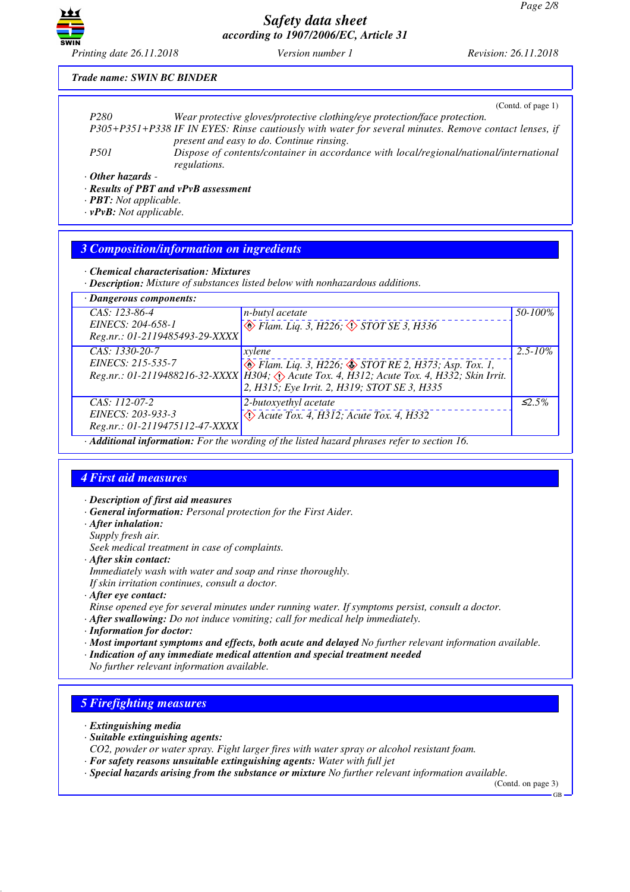Trade name: SWIN BC BINDER

(Contd. of page 1)

| | |
|---|---|
| P280 | Wear protective gloves/protective clothing/eye protection/face protection. |
| P305+P351+P338 | IF IN EYES: Rinse cautiously with water for several minutes. Remove contact lenses, if present and easy to do. Continue rinsing. |
| P501 | Dispose of contents/container in accordance with local/regional/national/international regulations. |

· **Other hazards** -

· **Results of PBT and vPvB assessment**

· **PBT:** Not applicable.

· **vPvB:** Not applicable.

## 3 Composition/information on ingredients

· **Chemical characterisation: Mixtures**

· **Description:** Mixture of substances listed below with nonhazardous additions.

· **Dangerous components:**

| Identifiers | Name / Classification | Concentration |
|---|---|---|
| CAS: 123-86-4<br>EINECS: 204-658-1<br>Reg.nr.: 01-2119485493-29-XXXX | n-butyl acetate<br>Flam. Liq. 3, H226; STOT SE 3, H336 | 50-100% |
| CAS: 1330-20-7<br>EINECS: 215-535-7<br>Reg.nr.: 01-2119488216-32-XXXX | xylene<br>Flam. Liq. 3, H226; STOT RE 2, H373; Asp. Tox. 1, H304; Acute Tox. 4, H312; Acute Tox. 4, H332; Skin Irrit. 2, H315; Eye Irrit. 2, H319; STOT SE 3, H335 | 2.5-10% |
| CAS: 112-07-2<br>EINECS: 203-933-3<br>Reg.nr.: 01-2119475112-47-XXXX | 2-butoxyethyl acetate<br>Acute Tox. 4, H312; Acute Tox. 4, H332 | ≤2.5% |

· **Additional information:** For the wording of the listed hazard phrases refer to section 16.

## 4 First aid measures

· **Description of first aid measures**

· **General information:** Personal protection for the First Aider.

· **After inhalation:**

Supply fresh air.

Seek medical treatment in case of complaints.

· **After skin contact:**

Immediately wash with water and soap and rinse thoroughly.

If skin irritation continues, consult a doctor.

· **After eye contact:**

Rinse opened eye for several minutes under running water. If symptoms persist, consult a doctor.

· **After swallowing:** Do not induce vomiting; call for medical help immediately.

· **Information for doctor:**

· **Most important symptoms and effects, both acute and delayed** No further relevant information available.

· **Indication of any immediate medical attention and special treatment needed**

No further relevant information available.

## 5 Firefighting measures

· **Extinguishing media**

· **Suitable extinguishing agents:**

$CO_2$, powder or water spray. Fight larger fires with water spray or alcohol resistant foam.

· **For safety reasons unsuitable extinguishing agents:** Water with full jet

· **Special hazards arising from the substance or mixture** No further relevant information available.

(Contd. on page 3)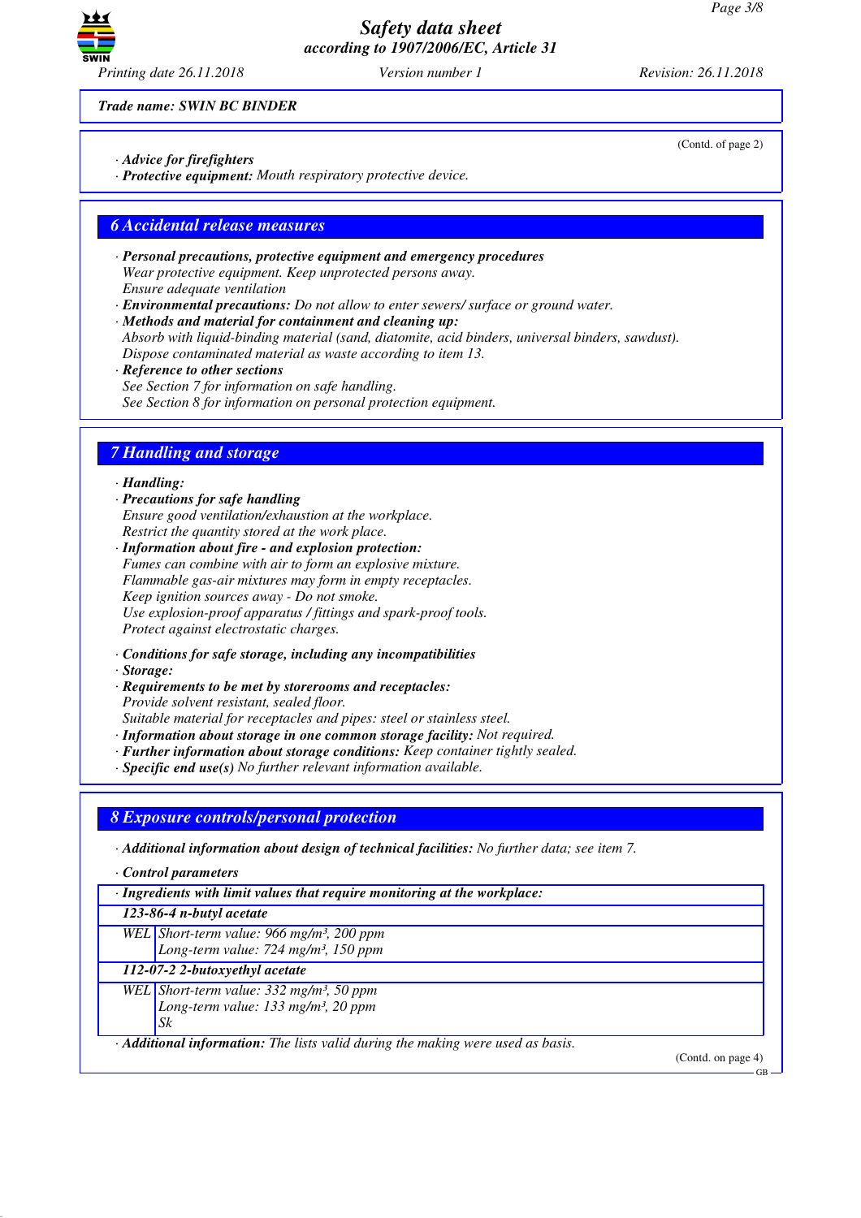**Trade name: SWIN BC BINDER**

(Contd. of page 2)

· **Advice for firefighters**
· **Protective equipment:** Mouth respiratory protective device.

## 6 Accidental release measures

· **Personal precautions, protective equipment and emergency procedures**
Wear protective equipment. Keep unprotected persons away.
Ensure adequate ventilation
· **Environmental precautions:** Do not allow to enter sewers/ surface or ground water.
· **Methods and material for containment and cleaning up:**
Absorb with liquid-binding material (sand, diatomite, acid binders, universal binders, sawdust).
Dispose contaminated material as waste according to item 13.
· **Reference to other sections**
See Section 7 for information on safe handling.
See Section 8 for information on personal protection equipment.

## 7 Handling and storage

· **Handling:**
· **Precautions for safe handling**
Ensure good ventilation/exhaustion at the workplace.
Restrict the quantity stored at the work place.
· **Information about fire - and explosion protection:**
Fumes can combine with air to form an explosive mixture.
Flammable gas-air mixtures may form in empty receptacles.
Keep ignition sources away - Do not smoke.
Use explosion-proof apparatus / fittings and spark-proof tools.
Protect against electrostatic charges.

· **Conditions for safe storage, including any incompatibilities**
· **Storage:**
· **Requirements to be met by storerooms and receptacles:**
Provide solvent resistant, sealed floor.
Suitable material for receptacles and pipes: steel or stainless steel.
· **Information about storage in one common storage facility:** Not required.
· **Further information about storage conditions:** Keep container tightly sealed.
· **Specific end use(s)** No further relevant information available.

## 8 Exposure controls/personal protection

· **Additional information about design of technical facilities:** No further data; see item 7.

· **Control parameters**

| · **Ingredients with limit values that require monitoring at the workplace:** | |
|---|---|
| **123-86-4 n-butyl acetate** | |
| WEL | Short-term value: 966 mg/m³, 200 ppm<br>Long-term value: 724 mg/m³, 150 ppm |
| **112-07-2 2-butoxyethyl acetate** | |
| WEL | Short-term value: 332 mg/m³, 50 ppm<br>Long-term value: 133 mg/m³, 20 ppm<br>Sk |

· **Additional information:** The lists valid during the making were used as basis.

(Contd. on page 4)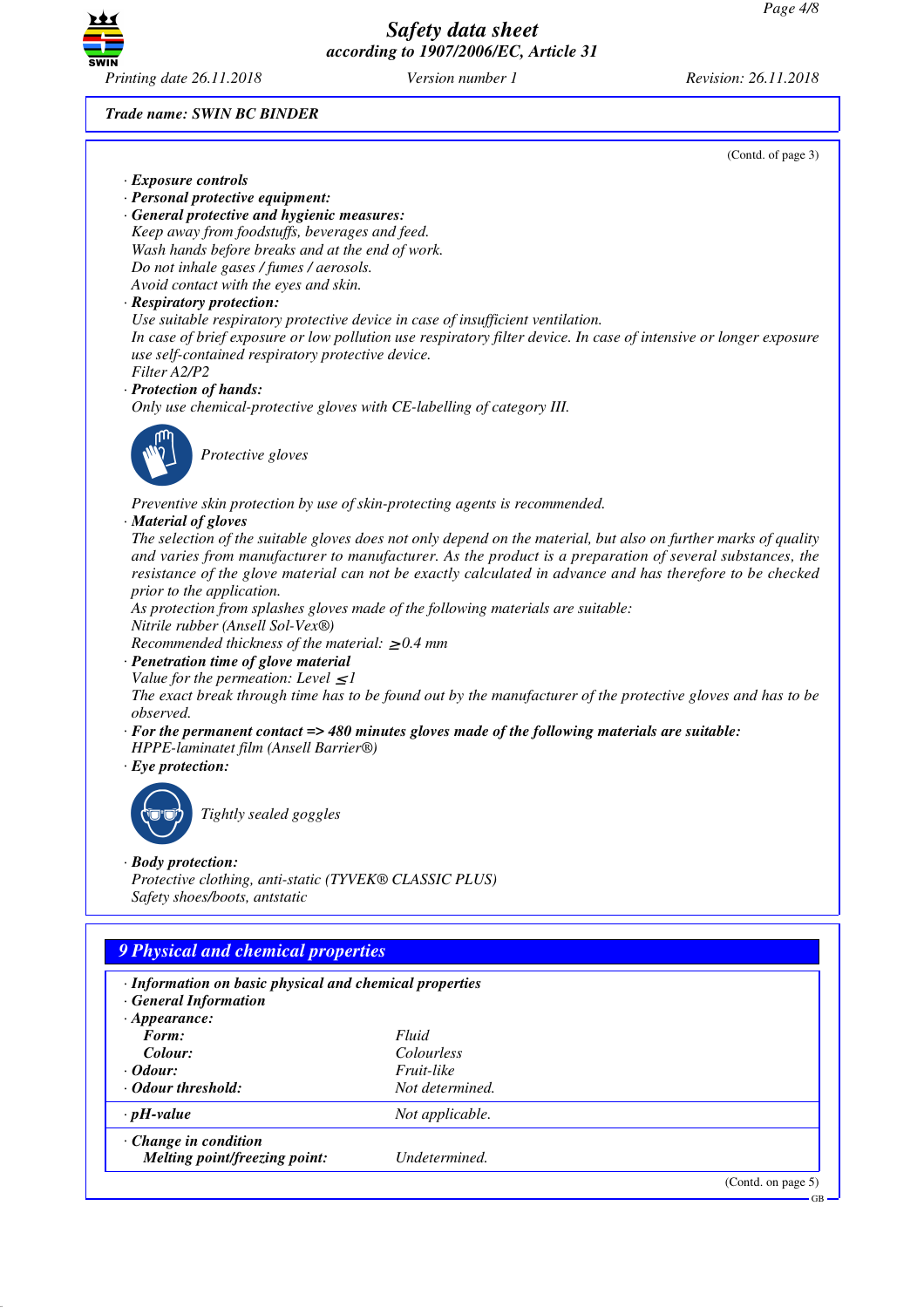Trade name: SWIN BC BINDER

(Contd. of page 3)

· **Exposure controls**
· **Personal protective equipment:**
· **General protective and hygienic measures:**
Keep away from foodstuffs, beverages and feed.
Wash hands before breaks and at the end of work.
Do not inhale gases / fumes / aerosols.
Avoid contact with the eyes and skin.
· **Respiratory protection:**
Use suitable respiratory protective device in case of insufficient ventilation.
In case of brief exposure or low pollution use respiratory filter device. In case of intensive or longer exposure use self-contained respiratory protective device.
Filter A2/P2
· **Protection of hands:**
Only use chemical-protective gloves with CE-labelling of category III.

Protective gloves

Preventive skin protection by use of skin-protecting agents is recommended.
· **Material of gloves**
The selection of the suitable gloves does not only depend on the material, but also on further marks of quality and varies from manufacturer to manufacturer. As the product is a preparation of several substances, the resistance of the glove material can not be exactly calculated in advance and has therefore to be checked prior to the application.
As protection from splashes gloves made of the following materials are suitable:
Nitrile rubber (Ansell Sol-Vex®)
Recommended thickness of the material: ≥0.4 mm
· **Penetration time of glove material**
Value for the permeation: Level ≤1
The exact break through time has to be found out by the manufacturer of the protective gloves and has to be observed.
· **For the permanent contact => 480 minutes gloves made of the following materials are suitable:**
HPPE-laminatet film (Ansell Barrier®)
· **Eye protection:**

Tightly sealed goggles

· **Body protection:**
Protective clothing, anti-static (TYVEK® CLASSIC PLUS)
Safety shoes/boots, antstatic

## 9 Physical and chemical properties

| · **Information on basic physical and chemical properties** | |
|---|---|
| · **General Information** | |
| · **Appearance:** | |
| **Form:** | Fluid |
| **Colour:** | Colourless |
| · **Odour:** | Fruit-like |
| · **Odour threshold:** | Not determined. |
| · **pH-value** | Not applicable. |
| · **Change in condition** | |
| **Melting point/freezing point:** | Undetermined. |

(Contd. on page 5)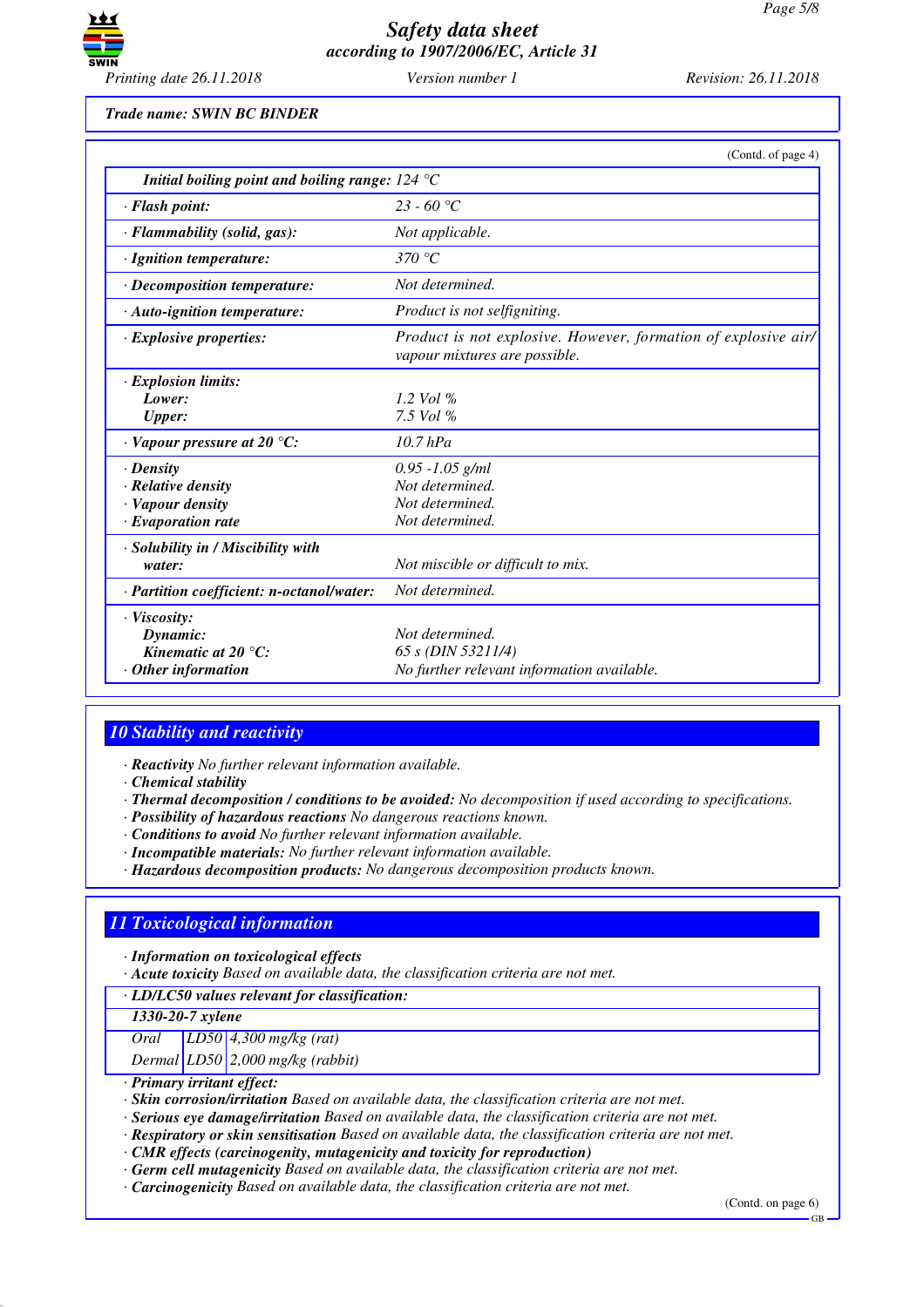**Trade name: SWIN BC BINDER**

(Contd. of page 4)

| | |
|---|---|
| *Initial boiling point and boiling range:* | *124 °C* |
| · **Flash point:** | 23 - 60 °C |
| · **Flammability (solid, gas):** | Not applicable. |
| · **Ignition temperature:** | 370 °C |
| · **Decomposition temperature:** | Not determined. |
| · **Auto-ignition temperature:** | Product is not selfigniting. |
| · **Explosive properties:** | Product is not explosive. However, formation of explosive air/ vapour mixtures are possible. |
| · **Explosion limits:** | |
| **Lower:** | 1.2 Vol % |
| **Upper:** | 7.5 Vol % |
| · **Vapour pressure at 20 °C:** | 10.7 hPa |
| · **Density** | 0.95 -1.05 g/ml |
| · **Relative density** | Not determined. |
| · **Vapour density** | Not determined. |
| · **Evaporation rate** | Not determined. |
| · **Solubility in / Miscibility with water:** | Not miscible or difficult to mix. |
| · **Partition coefficient: n-octanol/water:** | Not determined. |
| · **Viscosity:** | |
| **Dynamic:** | Not determined. |
| **Kinematic at 20 °C:** | 65 s (DIN 53211/4) |
| · **Other information** | No further relevant information available. |

## 10 Stability and reactivity

- **Reactivity** No further relevant information available.
- **Chemical stability**
- **Thermal decomposition / conditions to be avoided:** No decomposition if used according to specifications.
- **Possibility of hazardous reactions** No dangerous reactions known.
- **Conditions to avoid** No further relevant information available.
- **Incompatible materials:** No further relevant information available.
- **Hazardous decomposition products:** No dangerous decomposition products known.

## 11 Toxicological information

- **Information on toxicological effects**
- **Acute toxicity** Based on available data, the classification criteria are not met.

| · **LD/LC50 values relevant for classification:** | | |
|---|---|---|
| **1330-20-7 xylene** | | |
| Oral | LD50 | 4,300 mg/kg (rat) |
| Dermal | LD50 | 2,000 mg/kg (rabbit) |

- **Primary irritant effect:**
- **Skin corrosion/irritation** Based on available data, the classification criteria are not met.
- **Serious eye damage/irritation** Based on available data, the classification criteria are not met.
- **Respiratory or skin sensitisation** Based on available data, the classification criteria are not met.
- **CMR effects (carcinogenity, mutagenicity and toxicity for reproduction)**
- **Germ cell mutagenicity** Based on available data, the classification criteria are not met.
- **Carcinogenicity** Based on available data, the classification criteria are not met.

(Contd. on page 6)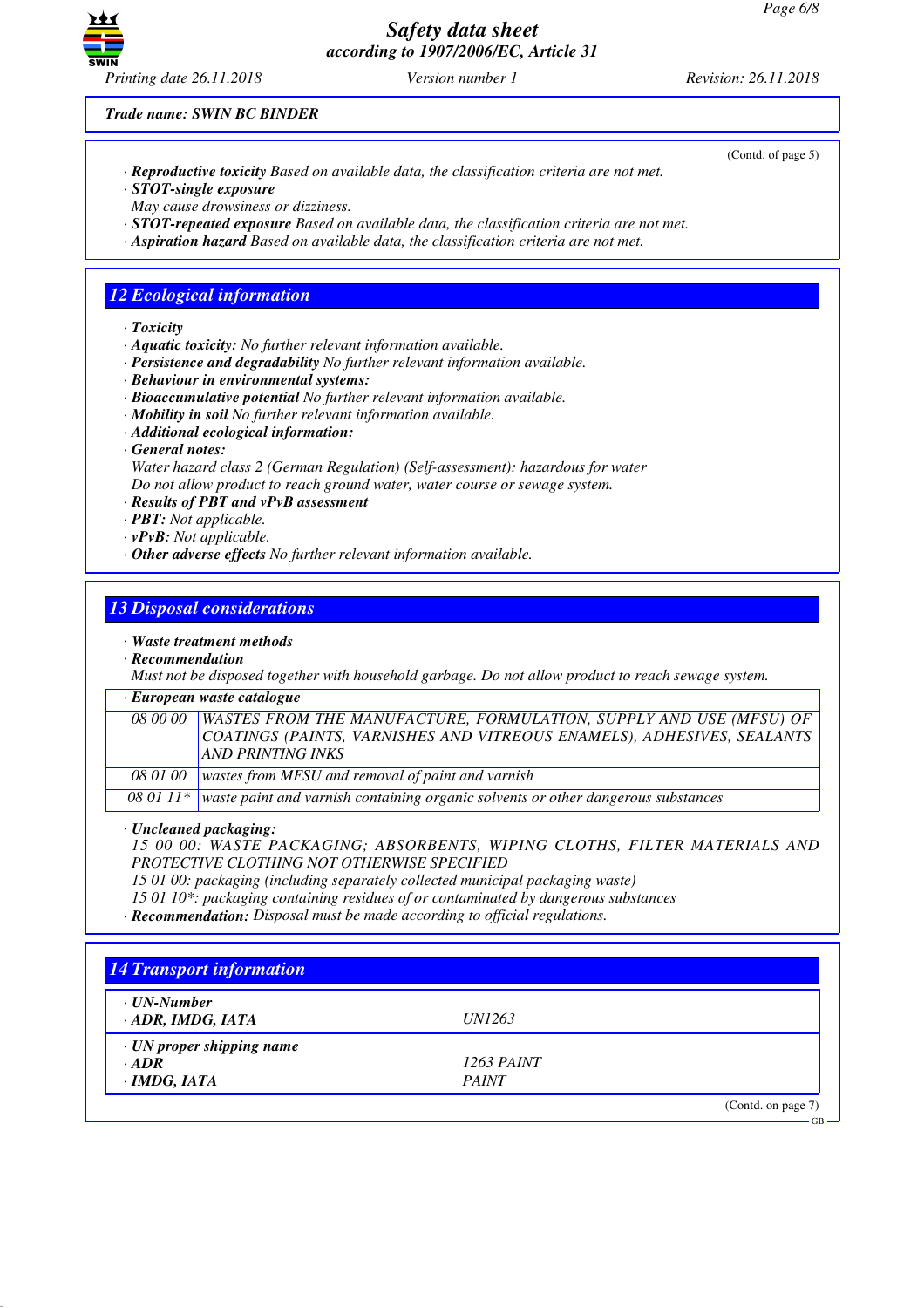Trade name: SWIN BC BINDER

(Contd. of page 5)

· **Reproductive toxicity** Based on available data, the classification criteria are not met.
· **STOT-single exposure**
May cause drowsiness or dizziness.
· **STOT-repeated exposure** Based on available data, the classification criteria are not met.
· **Aspiration hazard** Based on available data, the classification criteria are not met.

## 12 Ecological information

· **Toxicity**
· **Aquatic toxicity:** No further relevant information available.
· **Persistence and degradability** No further relevant information available.
· **Behaviour in environmental systems:**
· **Bioaccumulative potential** No further relevant information available.
· **Mobility in soil** No further relevant information available.
· **Additional ecological information:**
· **General notes:**
Water hazard class 2 (German Regulation) (Self-assessment): hazardous for water
Do not allow product to reach ground water, water course or sewage system.
· **Results of PBT and vPvB assessment**
· **PBT:** Not applicable.
· **vPvB:** Not applicable.
· **Other adverse effects** No further relevant information available.

## 13 Disposal considerations

· **Waste treatment methods**
· **Recommendation**
Must not be disposed together with household garbage. Do not allow product to reach sewage system.

| · European waste catalogue | |
|---|---|
| 08 00 00 | WASTES FROM THE MANUFACTURE, FORMULATION, SUPPLY AND USE (MFSU) OF COATINGS (PAINTS, VARNISHES AND VITREOUS ENAMELS), ADHESIVES, SEALANTS AND PRINTING INKS |
| 08 01 00 | wastes from MFSU and removal of paint and varnish |
| 08 01 11* | waste paint and varnish containing organic solvents or other dangerous substances |

· **Uncleaned packaging:**
15 00 00: WASTE PACKAGING; ABSORBENTS, WIPING CLOTHS, FILTER MATERIALS AND PROTECTIVE CLOTHING NOT OTHERWISE SPECIFIED
15 01 00: packaging (including separately collected municipal packaging waste)
15 01 10*: packaging containing residues of or contaminated by dangerous substances
· **Recommendation:** Disposal must be made according to official regulations.

## 14 Transport information

| | |
|---|---|
| · **UN-Number** | |
| · **ADR, IMDG, IATA** | UN1263 |
| · **UN proper shipping name** | |
| · **ADR** | 1263 PAINT |
| · **IMDG, IATA** | PAINT |

(Contd. on page 7)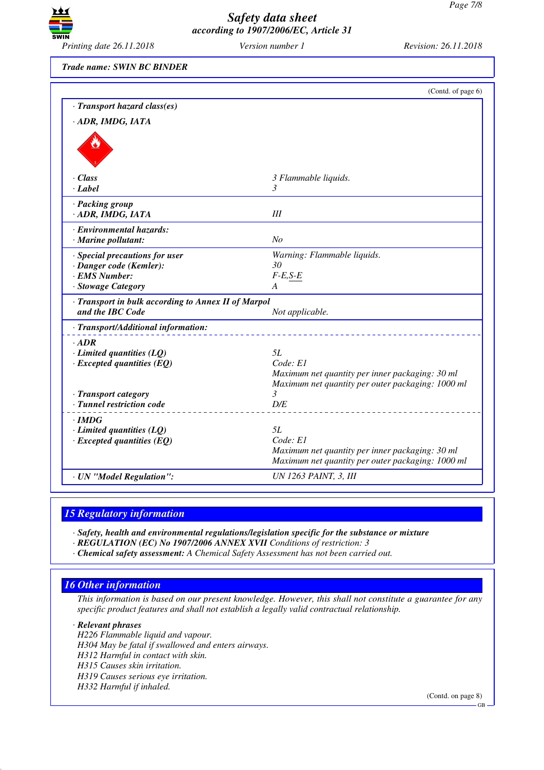Trade name: SWIN BC BINDER

(Contd. of page 6)

| | |
|---|---|
| · **Transport hazard class(es)** | |
| · **ADR, IMDG, IATA** | |
| · **Class** | 3 Flammable liquids. |
| · **Label** | 3 |
| · **Packing group** | |
| · **ADR, IMDG, IATA** | III |
| · **Environmental hazards:** | |
| · **Marine pollutant:** | No |
| · **Special precautions for user** | Warning: Flammable liquids. |
| · **Danger code (Kemler):** | 30 |
| · **EMS Number:** | F-E,S-E |
| · **Stowage Category** | A |
| · **Transport in bulk according to Annex II of Marpol and the IBC Code** | Not applicable. |
| · **Transport/Additional information:** | |
| · **ADR** | |
| · **Limited quantities (LQ)** | 5L |
| · **Excepted quantities (EQ)** | Code: E1<br>Maximum net quantity per inner packaging: 30 ml<br>Maximum net quantity per outer packaging: 1000 ml |
| · **Transport category** | 3 |
| · **Tunnel restriction code** | D/E |
| · **IMDG** | |
| · **Limited quantities (LQ)** | 5L |
| · **Excepted quantities (EQ)** | Code: E1<br>Maximum net quantity per inner packaging: 30 ml<br>Maximum net quantity per outer packaging: 1000 ml |
| · **UN "Model Regulation":** | UN 1263 PAINT, 3, III |

## 15 Regulatory information

· **Safety, health and environmental regulations/legislation specific for the substance or mixture**
· **REGULATION (EC) No 1907/2006 ANNEX XVII** Conditions of restriction: 3
· **Chemical safety assessment:** A Chemical Safety Assessment has not been carried out.

## 16 Other information

This information is based on our present knowledge. However, this shall not constitute a guarantee for any specific product features and shall not establish a legally valid contractual relationship.

· **Relevant phrases**
H226 Flammable liquid and vapour.
H304 May be fatal if swallowed and enters airways.
H312 Harmful in contact with skin.
H315 Causes skin irritation.
H319 Causes serious eye irritation.
H332 Harmful if inhaled.

(Contd. on page 8)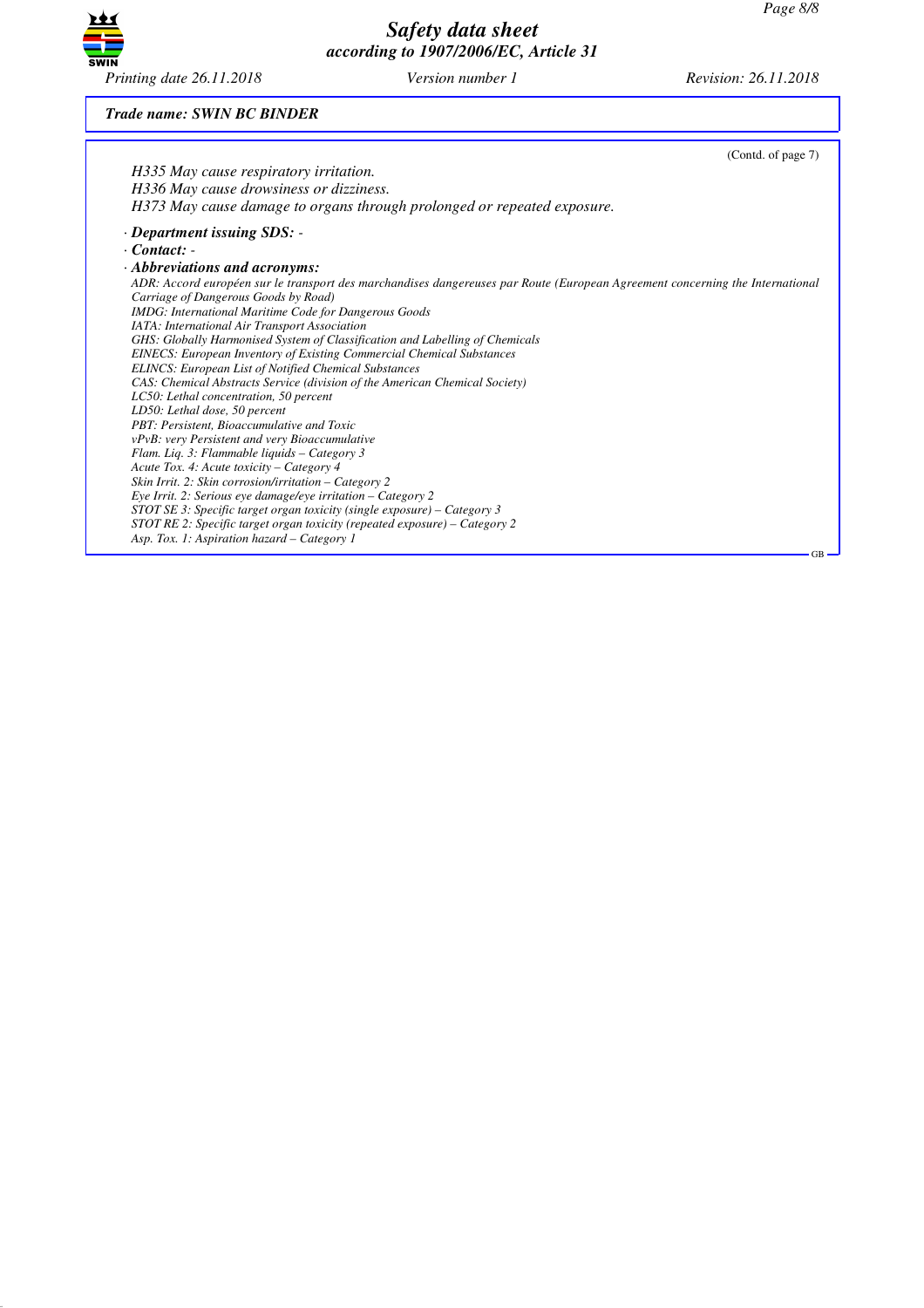*Trade name: SWIN BC BINDER*

(Contd. of page 7)

*H335 May cause respiratory irritation.*
*H336 May cause drowsiness or dizziness.*
*H373 May cause damage to organs through prolonged or repeated exposure.*

· ***Department issuing SDS:*** -
· ***Contact:*** -
· ***Abbreviations and acronyms:***
*ADR: Accord européen sur le transport des marchandises dangereuses par Route (European Agreement concerning the International Carriage of Dangerous Goods by Road)*
*IMDG: International Maritime Code for Dangerous Goods*
*IATA: International Air Transport Association*
*GHS: Globally Harmonised System of Classification and Labelling of Chemicals*
*EINECS: European Inventory of Existing Commercial Chemical Substances*
*ELINCS: European List of Notified Chemical Substances*
*CAS: Chemical Abstracts Service (division of the American Chemical Society)*
*LC50: Lethal concentration, 50 percent*
*LD50: Lethal dose, 50 percent*
*PBT: Persistent, Bioaccumulative and Toxic*
*vPvB: very Persistent and very Bioaccumulative*
*Flam. Liq. 3: Flammable liquids – Category 3*
*Acute Tox. 4: Acute toxicity – Category 4*
*Skin Irrit. 2: Skin corrosion/irritation – Category 2*
*Eye Irrit. 2: Serious eye damage/eye irritation – Category 2*
*STOT SE 3: Specific target organ toxicity (single exposure) – Category 3*
*STOT RE 2: Specific target organ toxicity (repeated exposure) – Category 2*
*Asp. Tox. 1: Aspiration hazard – Category 1*